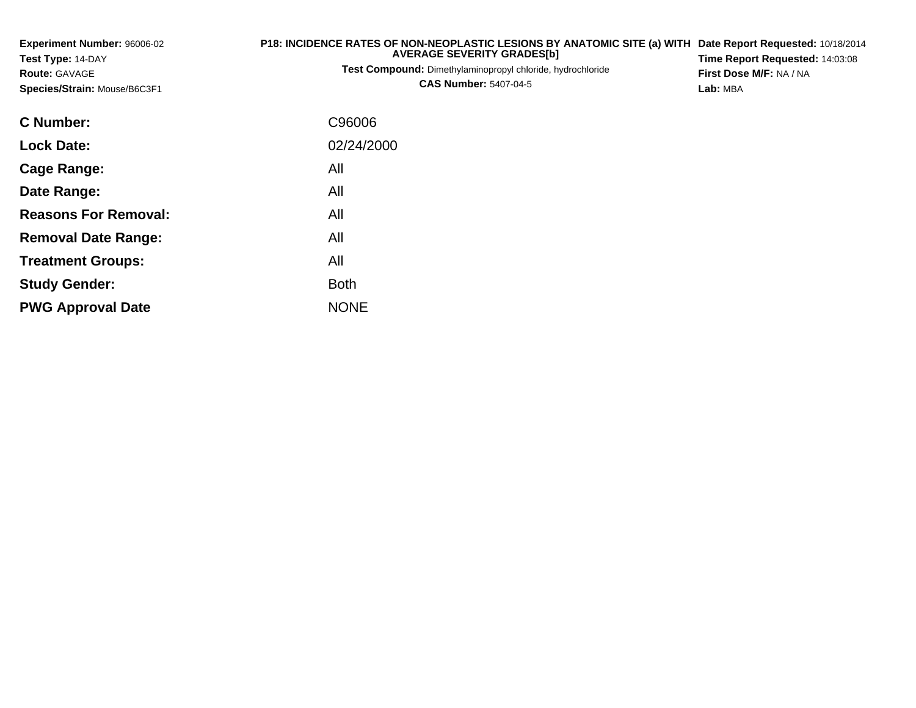**Experiment Number:** 96006-02
**Test Type:** 14-DAY
**Route:** GAVAGE
**Species/Strain:** Mouse/B6C3F1

**P18: INCIDENCE RATES OF NON-NEOPLASTIC LESIONS BY ANATOMIC SITE (a) WITH AVERAGE SEVERITY GRADES[b]**
**Test Compound:** Dimethylaminopropyl chloride, hydrochloride
**CAS Number:** 5407-04-5

**Date Report Requested:** 10/18/2014
**Time Report Requested:** 14:03:08
**First Dose M/F:** NA / NA
**Lab:** MBA

| | |
|---|---|
| **C Number:** | C96006 |
| **Lock Date:** | 02/24/2000 |
| **Cage Range:** | All |
| **Date Range:** | All |
| **Reasons For Removal:** | All |
| **Removal Date Range:** | All |
| **Treatment Groups:** | All |
| **Study Gender:** | Both |
| **PWG Approval Date** | NONE |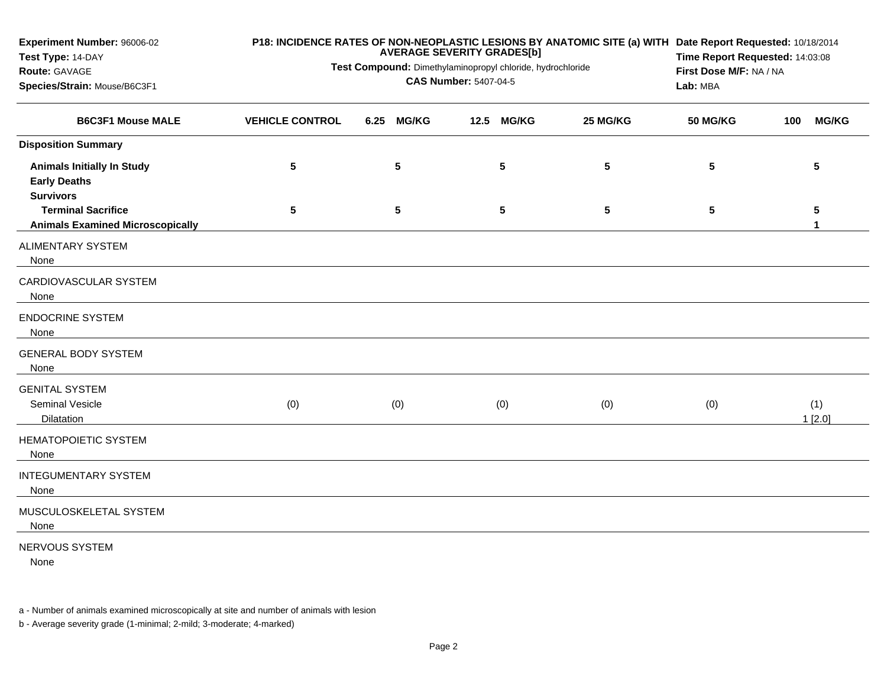**Experiment Number:** 96006-02
**Test Type:** 14-DAY
**Route:** GAVAGE
**Species/Strain:** Mouse/B6C3F1

**P18: INCIDENCE RATES OF NON-NEOPLASTIC LESIONS BY ANATOMIC SITE (a) WITH AVERAGE SEVERITY GRADES[b]**
**Test Compound:** Dimethylaminopropyl chloride, hydrochloride
**CAS Number:** 5407-04-5

**Date Report Requested:** 10/18/2014
**Time Report Requested:** 14:03:08
**First Dose M/F:** NA / NA
**Lab:** MBA

| B6C3F1 Mouse MALE | VEHICLE CONTROL | 6.25 MG/KG | 12.5 MG/KG | 25 MG/KG | 50 MG/KG | 100 MG/KG |
|---|---|---|---|---|---|---|
| **Disposition Summary** | | | | | | |
| **Animals Initially In Study** | **5** | **5** | **5** | **5** | **5** | **5** |
| **Early Deaths** | | | | | | |
| **Survivors** | | | | | | |
| **Terminal Sacrifice** | **5** | **5** | **5** | **5** | **5** | **5** |
| **Animals Examined Microscopically** | | | | | | **1** |
| ALIMENTARY SYSTEM | | | | | | |
| None | | | | | | |
| CARDIOVASCULAR SYSTEM | | | | | | |
| None | | | | | | |
| ENDOCRINE SYSTEM | | | | | | |
| None | | | | | | |
| GENERAL BODY SYSTEM | | | | | | |
| None | | | | | | |
| GENITAL SYSTEM | | | | | | |
| Seminal Vesicle | (0) | (0) | (0) | (0) | (0) | (1) |
| Dilatation | | | | | | 1 [2.0] |
| HEMATOPOIETIC SYSTEM | | | | | | |
| None | | | | | | |
| INTEGUMENTARY SYSTEM | | | | | | |
| None | | | | | | |
| MUSCULOSKELETAL SYSTEM | | | | | | |
| None | | | | | | |
| NERVOUS SYSTEM | | | | | | |
| None | | | | | | |

a - Number of animals examined microscopically at site and number of animals with lesion

b - Average severity grade (1-minimal; 2-mild; 3-moderate; 4-marked)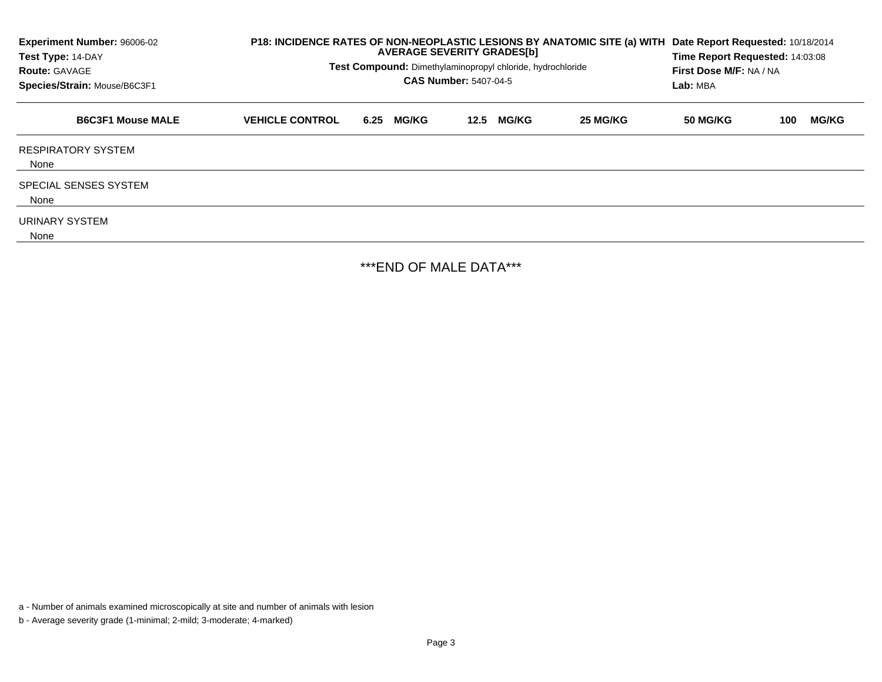**Experiment Number:** 96006-02
**Test Type:** 14-DAY
**Route:** GAVAGE
**Species/Strain:** Mouse/B6C3F1

**P18: INCIDENCE RATES OF NON-NEOPLASTIC LESIONS BY ANATOMIC SITE (a) WITH AVERAGE SEVERITY GRADES[b]**
**Test Compound:** Dimethylaminopropyl chloride, hydrochloride
**CAS Number:** 5407-04-5

**Date Report Requested:** 10/18/2014
**Time Report Requested:** 14:03:08
**First Dose M/F:** NA / NA
**Lab:** MBA

| B6C3F1 Mouse MALE | VEHICLE CONTROL | 6.25 MG/KG | 12.5 MG/KG | 25 MG/KG | 50 MG/KG | 100 MG/KG |
|---|---|---|---|---|---|---|
| RESPIRATORY SYSTEM | | | | | | |
| None | | | | | | |
| SPECIAL SENSES SYSTEM | | | | | | |
| None | | | | | | |
| URINARY SYSTEM | | | | | | |
| None | | | | | | |

***END OF MALE DATA***

a - Number of animals examined microscopically at site and number of animals with lesion

b - Average severity grade (1-minimal; 2-mild; 3-moderate; 4-marked)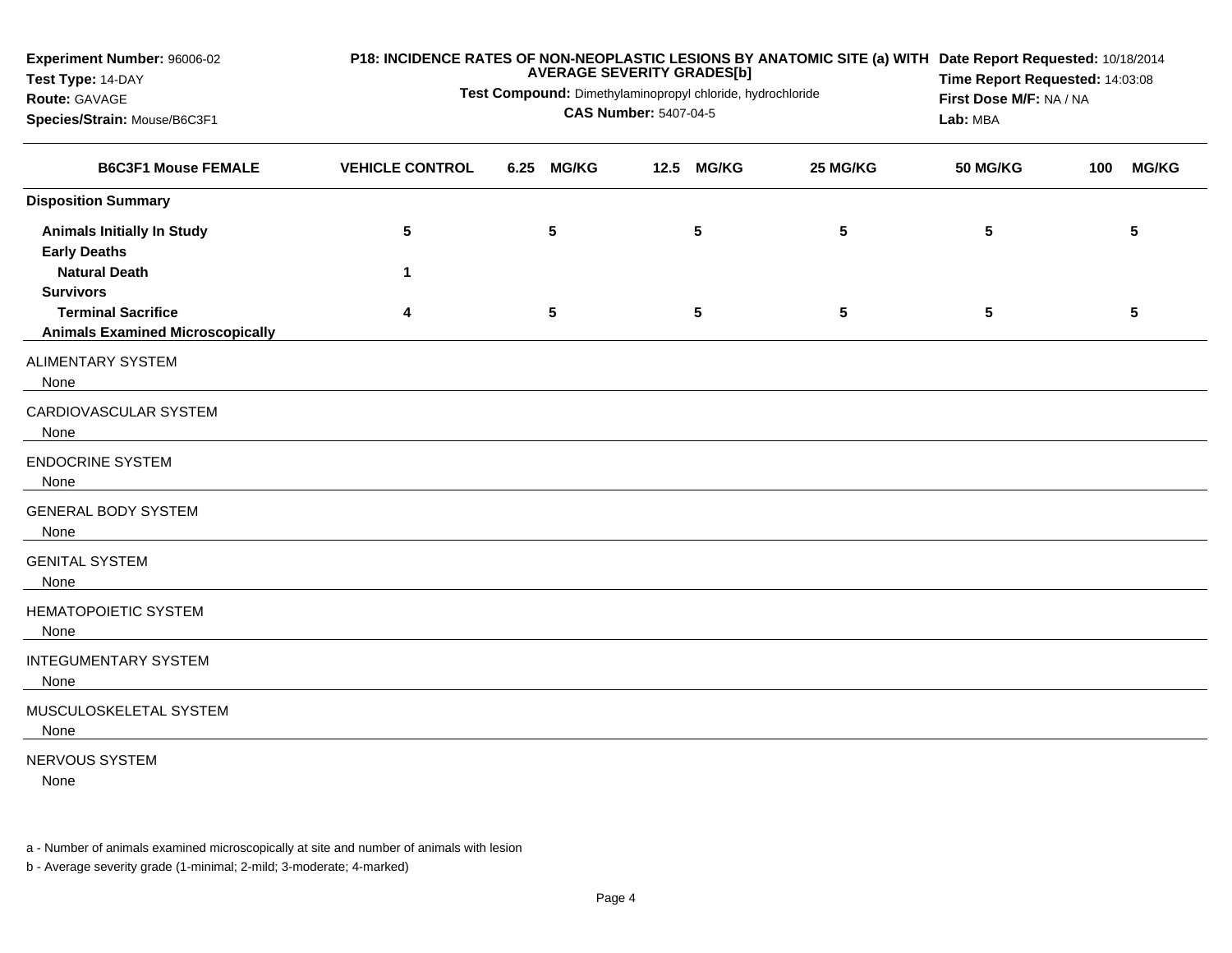**Experiment Number:** 96006-02
**Test Type:** 14-DAY
**Route:** GAVAGE
**Species/Strain:** Mouse/B6C3F1

**P18: INCIDENCE RATES OF NON-NEOPLASTIC LESIONS BY ANATOMIC SITE (a) WITH AVERAGE SEVERITY GRADES[b]**

**Test Compound:** Dimethylaminopropyl chloride, hydrochloride
**CAS Number:** 5407-04-5

**Date Report Requested:** 10/18/2014
**Time Report Requested:** 14:03:08
**First Dose M/F:** NA / NA
**Lab:** MBA

| B6C3F1 Mouse FEMALE | VEHICLE CONTROL | 6.25 MG/KG | 12.5 MG/KG | 25 MG/KG | 50 MG/KG | 100 MG/KG |
|---|---|---|---|---|---|---|
| **Disposition Summary** | | | | | | |
| **Animals Initially In Study** | 5 | 5 | 5 | 5 | 5 | 5 |
| **Early Deaths** | | | | | | |
| **Natural Death** | 1 | | | | | |
| **Survivors** | | | | | | |
| **Terminal Sacrifice** | 4 | 5 | 5 | 5 | 5 | 5 |
| **Animals Examined Microscopically** | | | | | | |
| ALIMENTARY SYSTEM | | | | | | |
| None | | | | | | |
| CARDIOVASCULAR SYSTEM | | | | | | |
| None | | | | | | |
| ENDOCRINE SYSTEM | | | | | | |
| None | | | | | | |
| GENERAL BODY SYSTEM | | | | | | |
| None | | | | | | |
| GENITAL SYSTEM | | | | | | |
| None | | | | | | |
| HEMATOPOIETIC SYSTEM | | | | | | |
| None | | | | | | |
| INTEGUMENTARY SYSTEM | | | | | | |
| None | | | | | | |
| MUSCULOSKELETAL SYSTEM | | | | | | |
| None | | | | | | |
| NERVOUS SYSTEM | | | | | | |
| None | | | | | | |

a - Number of animals examined microscopically at site and number of animals with lesion

b - Average severity grade (1-minimal; 2-mild; 3-moderate; 4-marked)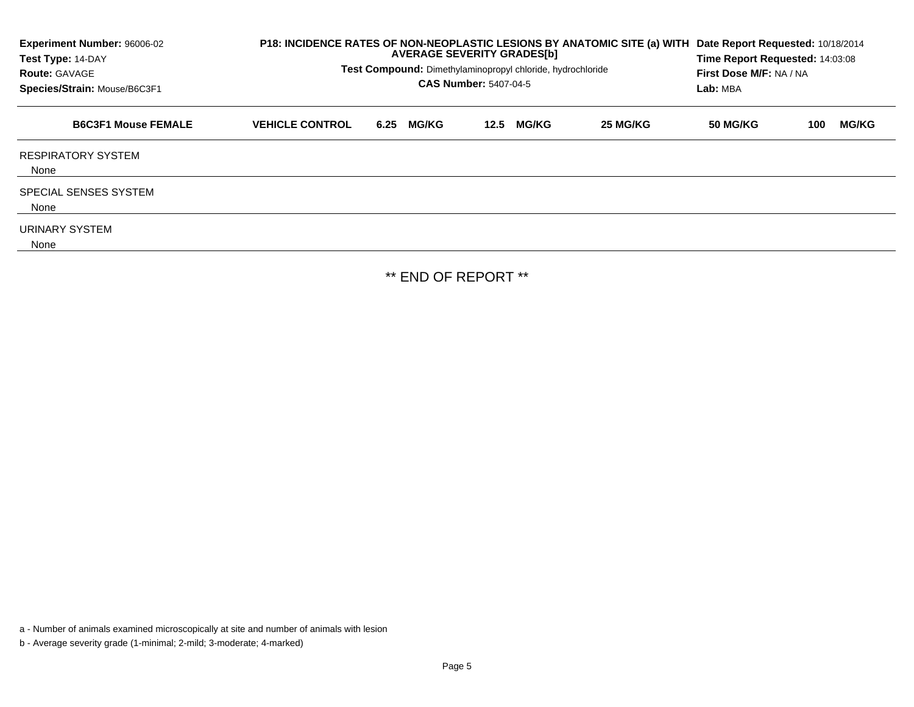**Experiment Number:** 96006-02
**Test Type:** 14-DAY
**Route:** GAVAGE
**Species/Strain:** Mouse/B6C3F1

**P18: INCIDENCE RATES OF NON-NEOPLASTIC LESIONS BY ANATOMIC SITE (a) WITH AVERAGE SEVERITY GRADES[b]**

**Test Compound:** Dimethylaminopropyl chloride, hydrochloride
**CAS Number:** 5407-04-5

**Date Report Requested:** 10/18/2014
**Time Report Requested:** 14:03:08
**First Dose M/F:** NA / NA
**Lab:** MBA

| B6C3F1 Mouse FEMALE | VEHICLE CONTROL | 6.25 MG/KG | 12.5 MG/KG | 25 MG/KG | 50 MG/KG | 100 MG/KG |
|---|---|---|---|---|---|---|
| RESPIRATORY SYSTEM | | | | | | |
| None | | | | | | |
| SPECIAL SENSES SYSTEM | | | | | | |
| None | | | | | | |
| URINARY SYSTEM | | | | | | |
| None | | | | | | |

** END OF REPORT **

a - Number of animals examined microscopically at site and number of animals with lesion

b - Average severity grade (1-minimal; 2-mild; 3-moderate; 4-marked)